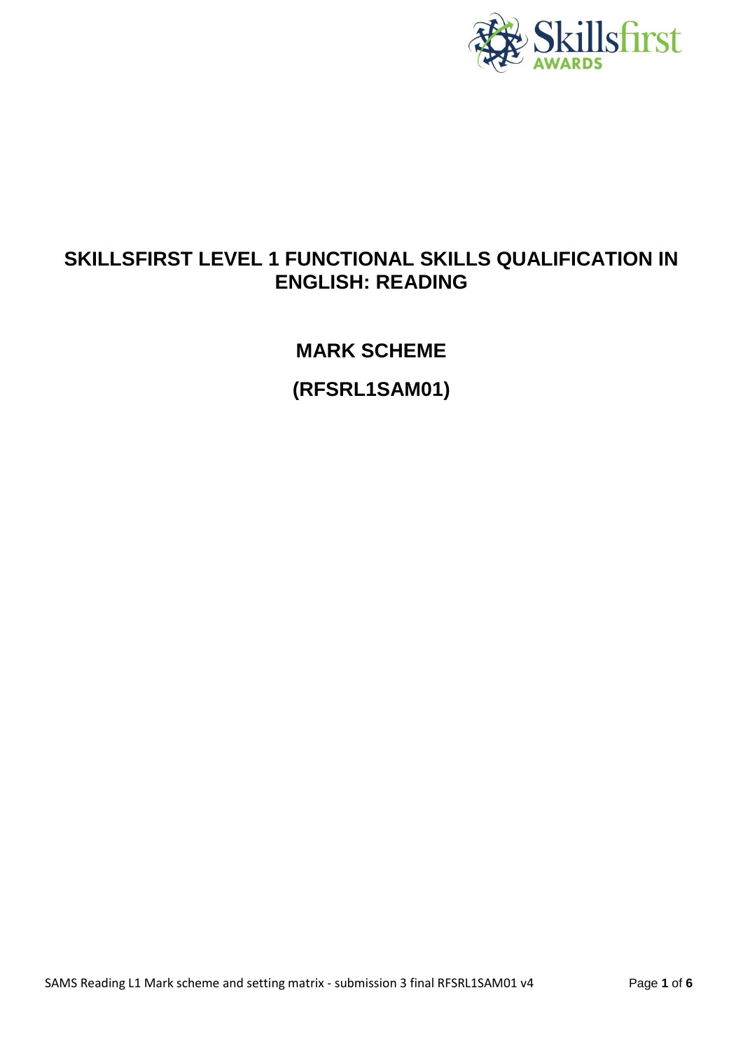# SKILLSFIRST LEVEL 1 FUNCTIONAL SKILLS QUALIFICATION IN ENGLISH: READING

## MARK SCHEME

## (RFSRL1SAM01)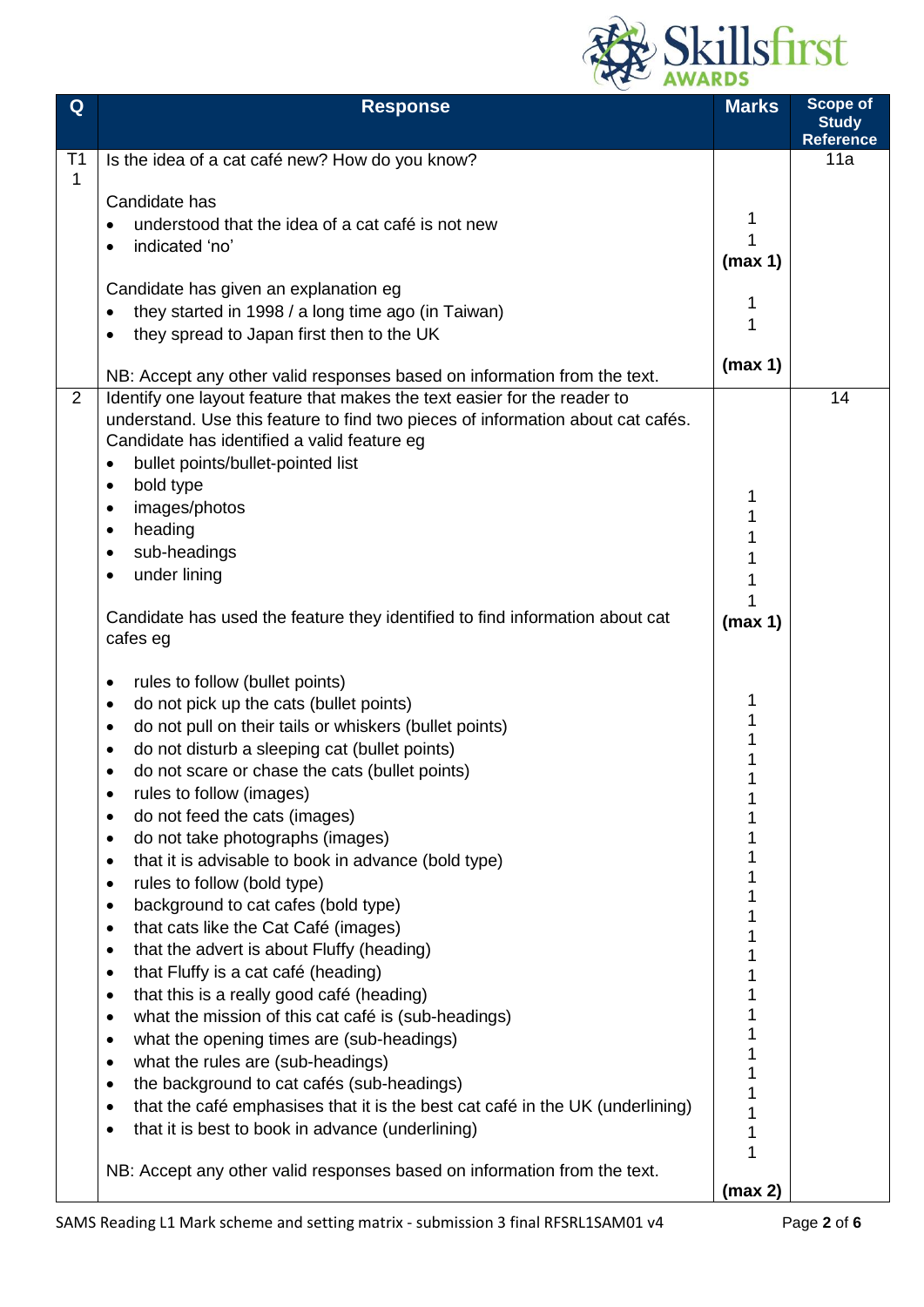| Q | Response | Marks | Scope of Study Reference |
|---|---|---|---|
| T1 1 | Is the idea of a cat café new? How do you know?<br><br>Candidate has<br>• understood that the idea of a cat café is not new<br>• indicated 'no'<br><br>Candidate has given an explanation eg<br>• they started in 1998 / a long time ago (in Taiwan)<br>• they spread to Japan first then to the UK<br><br>NB: Accept any other valid responses based on information from the text. | <br><br><br>1<br>1<br>**(max 1)**<br><br>1<br>1<br><br>**(max 1)** | 11a |
| 2 | Identify one layout feature that makes the text easier for the reader to understand. Use this feature to find two pieces of information about cat cafés.<br>Candidate has identified a valid feature eg<br>• bullet points/bullet-pointed list<br>• bold type<br>• images/photos<br>• heading<br>• sub-headings<br>• under lining<br><br>Candidate has used the feature they identified to find information about cat cafes eg<br><br>• rules to follow (bullet points)<br>• do not pick up the cats (bullet points)<br>• do not pull on their tails or whiskers (bullet points)<br>• do not disturb a sleeping cat (bullet points)<br>• do not scare or chase the cats (bullet points)<br>• rules to follow (images)<br>• do not feed the cats (images)<br>• do not take photographs (images)<br>• that it is advisable to book in advance (bold type)<br>• rules to follow (bold type)<br>• background to cat cafes (bold type)<br>• that cats like the Cat Café (images)<br>• that the advert is about Fluffy (heading)<br>• that Fluffy is a cat café (heading)<br>• that this is a really good café (heading)<br>• what the mission of this cat café is (sub-headings)<br>• what the opening times are (sub-headings)<br>• what the rules are (sub-headings)<br>• the background to cat cafés (sub-headings)<br>• that the café emphasises that it is the best cat café in the UK (underlining)<br>• that it is best to book in advance (underlining)<br><br>NB: Accept any other valid responses based on information from the text. | <br><br><br>1<br>1<br>1<br>1<br>1<br>1<br>**(max 1)**<br><br><br><br>1<br>1<br>1<br>1<br>1<br>1<br>1<br>1<br>1<br>1<br>1<br>1<br>1<br>1<br>1<br>1<br>1<br>1<br>1<br>1<br>1<br>1<br>1<br>1<br><br>**(max 2)** | 14 |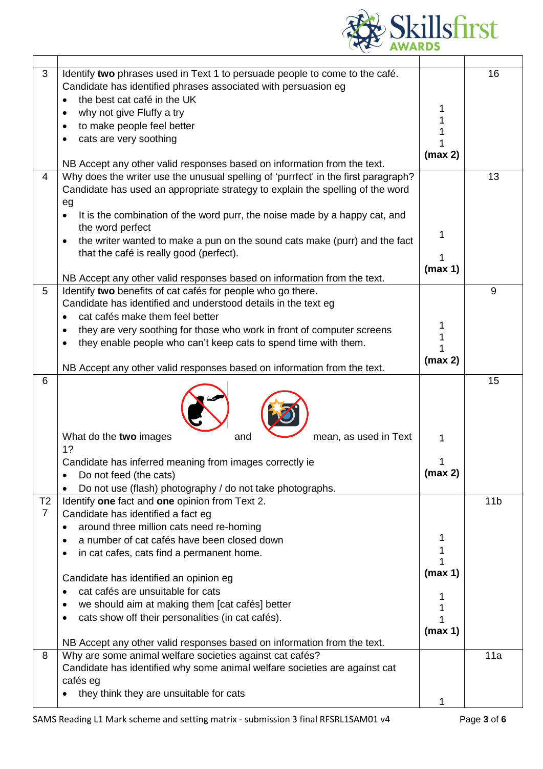| | | | |
|---|---|---|---|
| 3 | Identify **two** phrases used in Text 1 to persuade people to come to the café.<br>Candidate has identified phrases associated with persuasion eg<br>• the best cat café in the UK<br>• why not give Fluffy a try<br>• to make people feel better<br>• cats are very soothing<br><br>NB Accept any other valid responses based on information from the text. | 1<br>1<br>1<br>1<br>**(max 2)** | 16 |
| 4 | Why does the writer use the unusual spelling of 'purrfect' in the first paragraph?<br>Candidate has used an appropriate strategy to explain the spelling of the word eg<br>• It is the combination of the word purr, the noise made by a happy cat, and the word perfect<br>• the writer wanted to make a pun on the sound cats make (purr) and the fact that the café is really good (perfect).<br><br>NB Accept any other valid responses based on information from the text. | 1<br><br>1<br>**(max 1)** | 13 |
| 5 | Identify **two** benefits of cat cafés for people who go there.<br>Candidate has identified and understood details in the text eg<br>• cat cafés make them feel better<br>• they are very soothing for those who work in front of computer screens<br>• they enable people who can't keep cats to spend time with them.<br><br>NB Accept any other valid responses based on information from the text. | 1<br>1<br>1<br>**(max 2)** | 9 |
| 6 | What do the **two** images and mean, as used in Text 1?<br>Candidate has inferred meaning from images correctly ie<br>• Do not feed (the cats)<br>• Do not use (flash) photography / do not take photographs. | 1<br><br>1<br>**(max 2)** | 15 |
| T2<br>7 | Identify **one** fact and **one** opinion from Text 2.<br>Candidate has identified a fact eg<br>• around three million cats need re-homing<br>• a number of cat cafés have been closed down<br>• in cat cafes, cats find a permanent home.<br><br>Candidate has identified an opinion eg<br>• cat cafés are unsuitable for cats<br>• we should aim at making them [cat cafés] better<br>• cats show off their personalities (in cat cafés).<br><br>NB Accept any other valid responses based on information from the text. | 1<br>1<br>1<br>**(max 1)**<br><br>1<br>1<br>1<br>**(max 1)** | 11b |
| 8 | Why are some animal welfare societies against cat cafés?<br>Candidate has identified why some animal welfare societies are against cat cafés eg<br>• they think they are unsuitable for cats | 1 | 11a |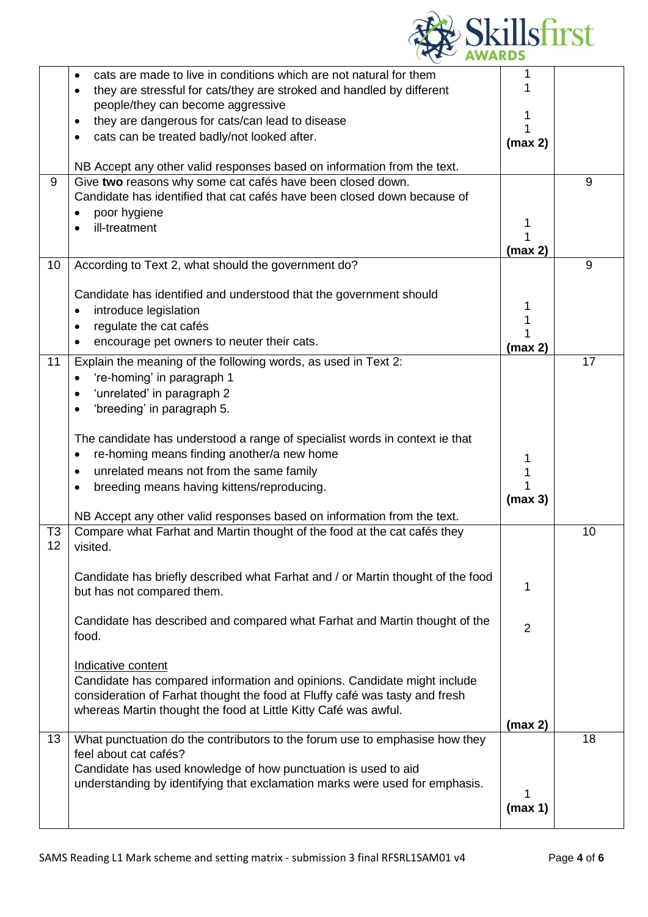| | | | |
|---|---|---|---|
| | • cats are made to live in conditions which are not natural for them<br>• they are stressful for cats/they are stroked and handled by different people/they can become aggressive<br>• they are dangerous for cats/can lead to disease<br>• cats can be treated badly/not looked after.<br><br>NB Accept any other valid responses based on information from the text. | 1<br>1<br><br>1<br>1<br>**(max 2)** | |
| 9 | Give **two** reasons why some cat cafés have been closed down.<br>Candidate has identified that cat cafés have been closed down because of<br>• poor hygiene<br>• ill-treatment | <br><br><br>1<br>1<br>**(max 2)** | 9 |
| 10 | According to Text 2, what should the government do?<br><br>Candidate has identified and understood that the government should<br>• introduce legislation<br>• regulate the cat cafés<br>• encourage pet owners to neuter their cats. | <br><br><br>1<br>1<br>1<br>**(max 2)** | 9 |
| 11 | Explain the meaning of the following words, as used in Text 2:<br>• 're-homing' in paragraph 1<br>• 'unrelated' in paragraph 2<br>• 'breeding' in paragraph 5.<br><br>The candidate has understood a range of specialist words in context ie that<br>• re-homing means finding another/a new home<br>• unrelated means not from the same family<br>• breeding means having kittens/reproducing.<br><br>NB Accept any other valid responses based on information from the text. | <br><br><br><br><br><br>1<br>1<br>1<br>**(max 3)** | 17 |
| T3<br>12 | Compare what Farhat and Martin thought of the food at the cat cafés they visited.<br><br>Candidate has briefly described what Farhat and / or Martin thought of the food but has not compared them.<br><br>Candidate has described and compared what Farhat and Martin thought of the food.<br><br>Indicative content<br>Candidate has compared information and opinions. Candidate might include consideration of Farhat thought the food at Fluffy café was tasty and fresh whereas Martin thought the food at Little Kitty Café was awful. | <br><br>1<br><br>2<br><br><br><br><br>**(max 2)** | 10 |
| 13 | What punctuation do the contributors to the forum use to emphasise how they feel about cat cafés?<br>Candidate has used knowledge of how punctuation is used to aid understanding by identifying that exclamation marks were used for emphasis. | <br><br><br>1<br>**(max 1)** | 18 |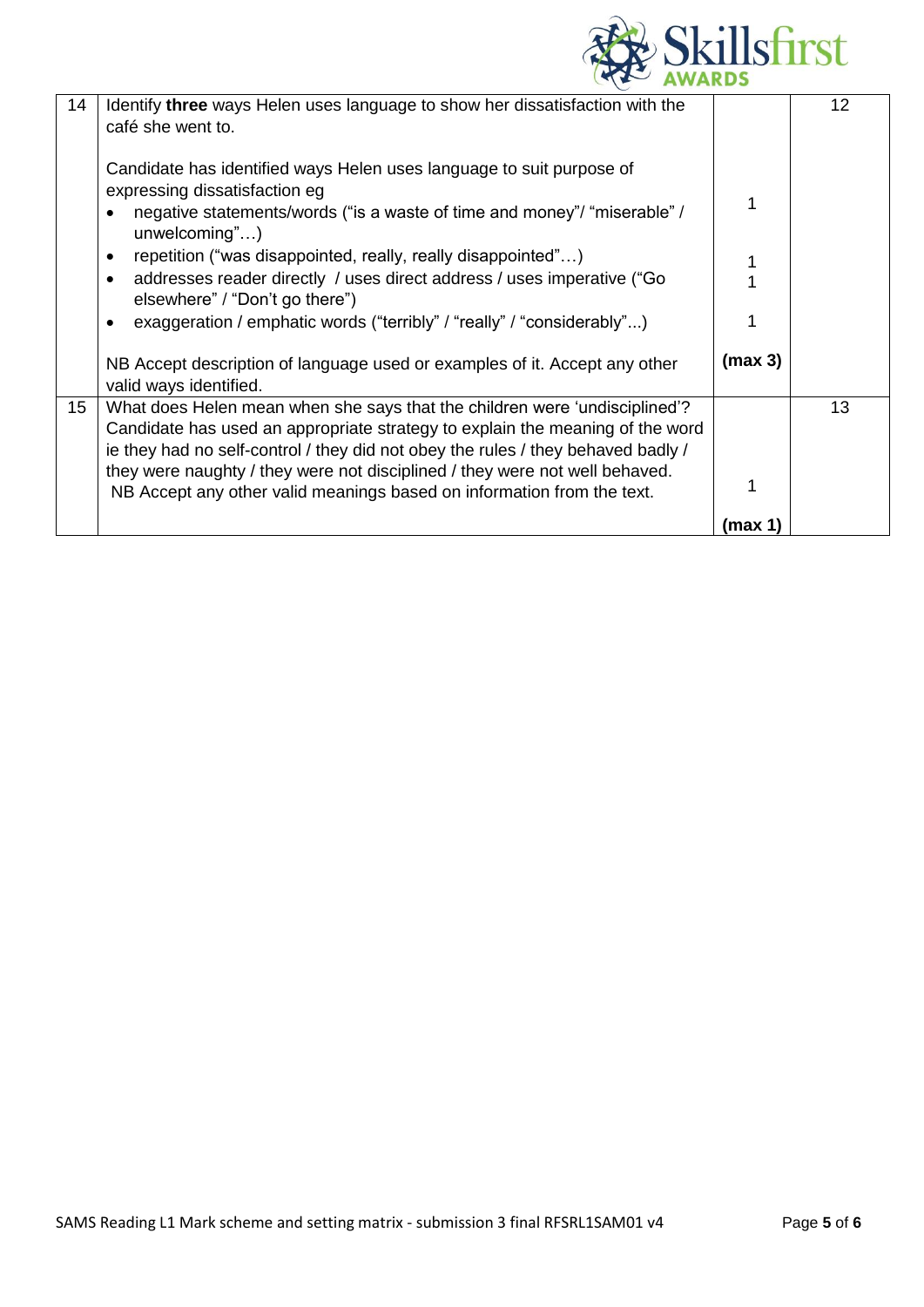| | | | |
|---|---|---|---|
| 14 | Identify **three** ways Helen uses language to show her dissatisfaction with the café she went to.<br><br>Candidate has identified ways Helen uses language to suit purpose of expressing dissatisfaction eg<br>• negative statements/words ("is a waste of time and money"/ "miserable" / unwelcoming"…)<br>• repetition ("was disappointed, really, really disappointed"…)<br>• addresses reader directly / uses direct address / uses imperative ("Go elsewhere" / "Don't go there")<br>• exaggeration / emphatic words ("terribly" / "really" / "considerably"...)<br><br>NB Accept description of language used or examples of it. Accept any other valid ways identified. | 1<br><br>1<br>1<br><br>1<br><br>**(max 3)** | 12 |
| 15 | What does Helen mean when she says that the children were 'undisciplined'?<br>Candidate has used an appropriate strategy to explain the meaning of the word ie they had no self-control / they did not obey the rules / they behaved badly / they were naughty / they were not disciplined / they were not well behaved.<br>NB Accept any other valid meanings based on information from the text. | 1<br><br>**(max 1)** | 13 |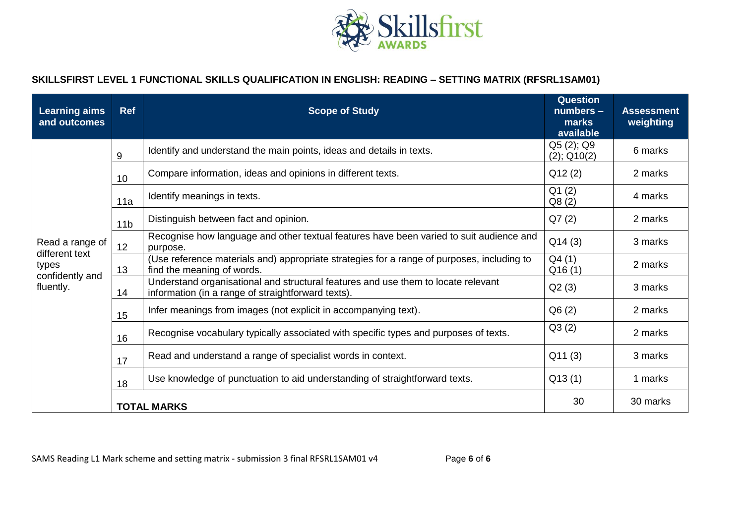**SKILLSFIRST LEVEL 1 FUNCTIONAL SKILLS QUALIFICATION IN ENGLISH: READING – SETTING MATRIX (RFSRL1SAM01)**

| Learning aims and outcomes | Ref | Scope of Study | Question numbers – marks available | Assessment weighting |
|---|---|---|---|---|
| Read a range of different text types confidently and fluently. | 9 | Identify and understand the main points, ideas and details in texts. | Q5 (2); Q9 (2); Q10(2) | 6 marks |
| | 10 | Compare information, ideas and opinions in different texts. | Q12 (2) | 2 marks |
| | 11a | Identify meanings in texts. | Q1 (2) Q8 (2) | 4 marks |
| | 11b | Distinguish between fact and opinion. | Q7 (2) | 2 marks |
| | 12 | Recognise how language and other textual features have been varied to suit audience and purpose. | Q14 (3) | 3 marks |
| | 13 | (Use reference materials and) appropriate strategies for a range of purposes, including to find the meaning of words. | Q4 (1) Q16 (1) | 2 marks |
| | 14 | Understand organisational and structural features and use them to locate relevant information (in a range of straightforward texts). | Q2 (3) | 3 marks |
| | 15 | Infer meanings from images (not explicit in accompanying text). | Q6 (2) | 2 marks |
| | 16 | Recognise vocabulary typically associated with specific types and purposes of texts. | Q3 (2) | 2 marks |
| | 17 | Read and understand a range of specialist words in context. | Q11 (3) | 3 marks |
| | 18 | Use knowledge of punctuation to aid understanding of straightforward texts. | Q13 (1) | 1 marks |
| | **TOTAL MARKS** | | 30 | 30 marks |

SAMS Reading L1 Mark scheme and setting matrix - submission 3 final RFSRL1SAM01 v4